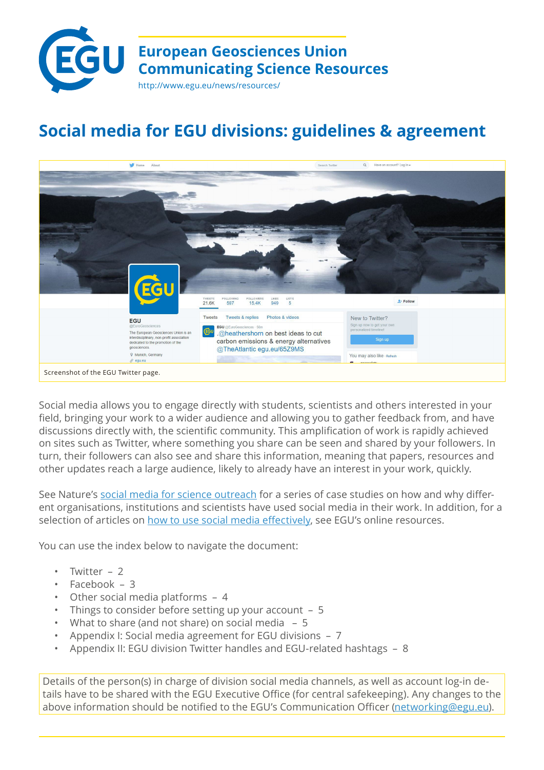# European Geosciences Union
## Communicating Science Resources

http://www.egu.eu/news/resources/

# Social media for EGU divisions: guidelines & agreement

Screenshot of the EGU Twitter page.

Social media allows you to engage directly with students, scientists and others interested in your field, bringing your work to a wider audience and allowing you to gather feedback from, and have discussions directly with, the scientific community. This amplification of work is rapidly achieved on sites such as Twitter, where something you share can be seen and shared by your followers. In turn, their followers can also see and share this information, meaning that papers, resources and other updates reach a large audience, likely to already have an interest in your work, quickly.

See Nature's [social media for science outreach]() for a series of case studies on how and why different organisations, institutions and scientists have used social media in their work. In addition, for a selection of articles on [how to use social media effectively](), see EGU's online resources.

You can use the index below to navigate the document:

- Twitter – 2
- Facebook – 3
- Other social media platforms – 4
- Things to consider before setting up your account – 5
- What to share (and not share) on social media – 5
- Appendix I: Social media agreement for EGU divisions – 7
- Appendix II: EGU division Twitter handles and EGU-related hashtags – 8

Details of the person(s) in charge of division social media channels, as well as account log-in details have to be shared with the EGU Executive Office (for central safekeeping). Any changes to the above information should be notified to the EGU's Communication Officer ([networking@egu.eu](mailto:networking@egu.eu)).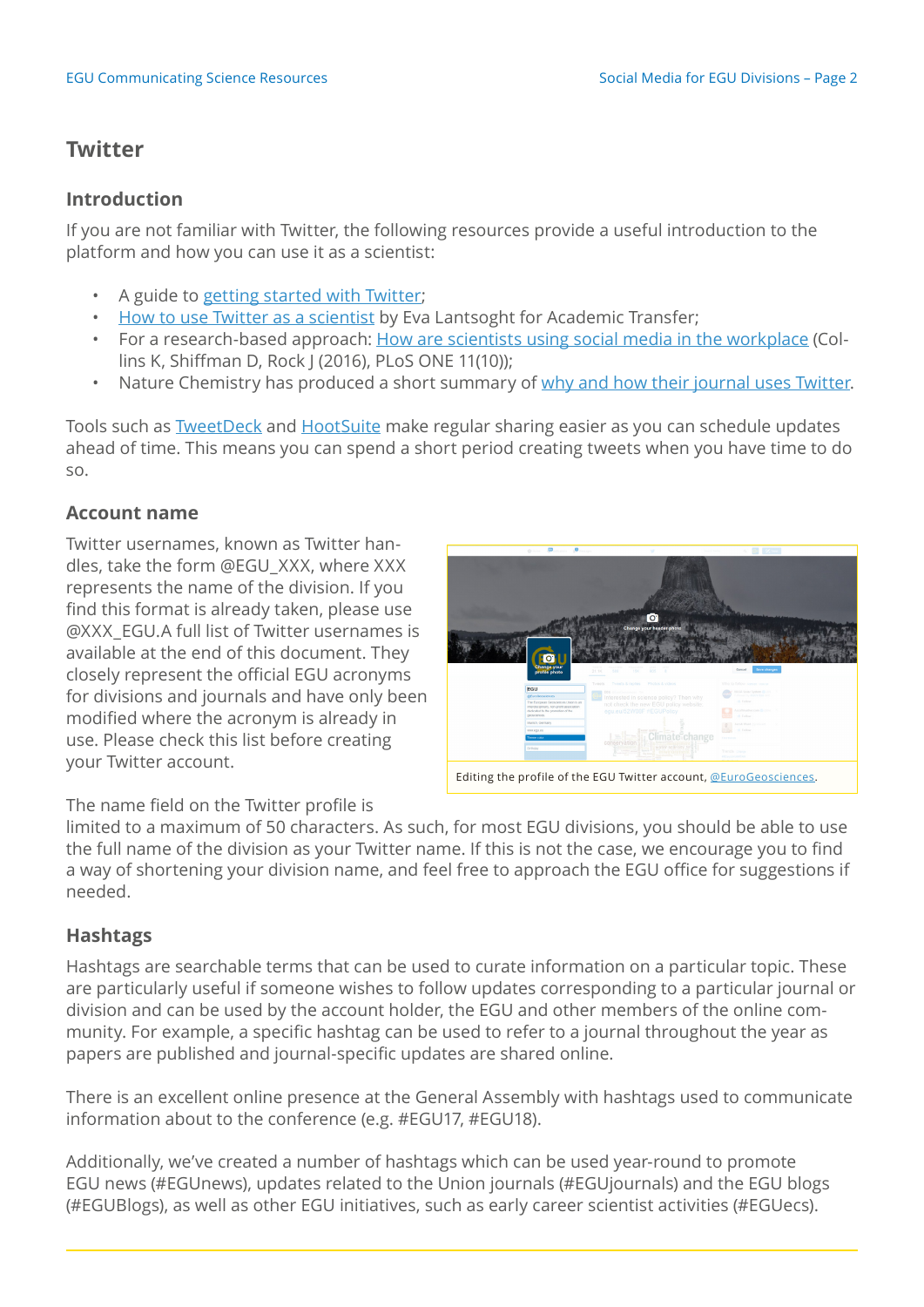## Twitter

### Introduction

If you are not familiar with Twitter, the following resources provide a useful introduction to the platform and how you can use it as a scientist:

- A guide to getting started with Twitter;
- How to use Twitter as a scientist by Eva Lantsoght for Academic Transfer;
- For a research-based approach: How are scientists using social media in the workplace (Collins K, Shiffman D, Rock J (2016), PLoS ONE 11(10));
- Nature Chemistry has produced a short summary of why and how their journal uses Twitter.

Tools such as TweetDeck and HootSuite make regular sharing easier as you can schedule updates ahead of time. This means you can spend a short period creating tweets when you have time to do so.

### Account name

Twitter usernames, known as Twitter handles, take the form @EGU_XXX, where XXX represents the name of the division. If you find this format is already taken, please use @XXX_EGU.A full list of Twitter usernames is available at the end of this document. They closely represent the official EGU acronyms for divisions and journals and have only been modified where the acronym is already in use. Please check this list before creating your Twitter account.

Editing the profile of the EGU Twitter account, @EuroGeosciences.

The name field on the Twitter profile is limited to a maximum of 50 characters. As such, for most EGU divisions, you should be able to use the full name of the division as your Twitter name. If this is not the case, we encourage you to find a way of shortening your division name, and feel free to approach the EGU office for suggestions if needed.

### Hashtags

Hashtags are searchable terms that can be used to curate information on a particular topic. These are particularly useful if someone wishes to follow updates corresponding to a particular journal or division and can be used by the account holder, the EGU and other members of the online community. For example, a specific hashtag can be used to refer to a journal throughout the year as papers are published and journal-specific updates are shared online.

There is an excellent online presence at the General Assembly with hashtags used to communicate information about to the conference (e.g. #EGU17, #EGU18).

Additionally, we've created a number of hashtags which can be used year-round to promote EGU news (#EGUnews), updates related to the Union journals (#EGUjournals) and the EGU blogs (#EGUBlogs), as well as other EGU initiatives, such as early career scientist activities (#EGUecs).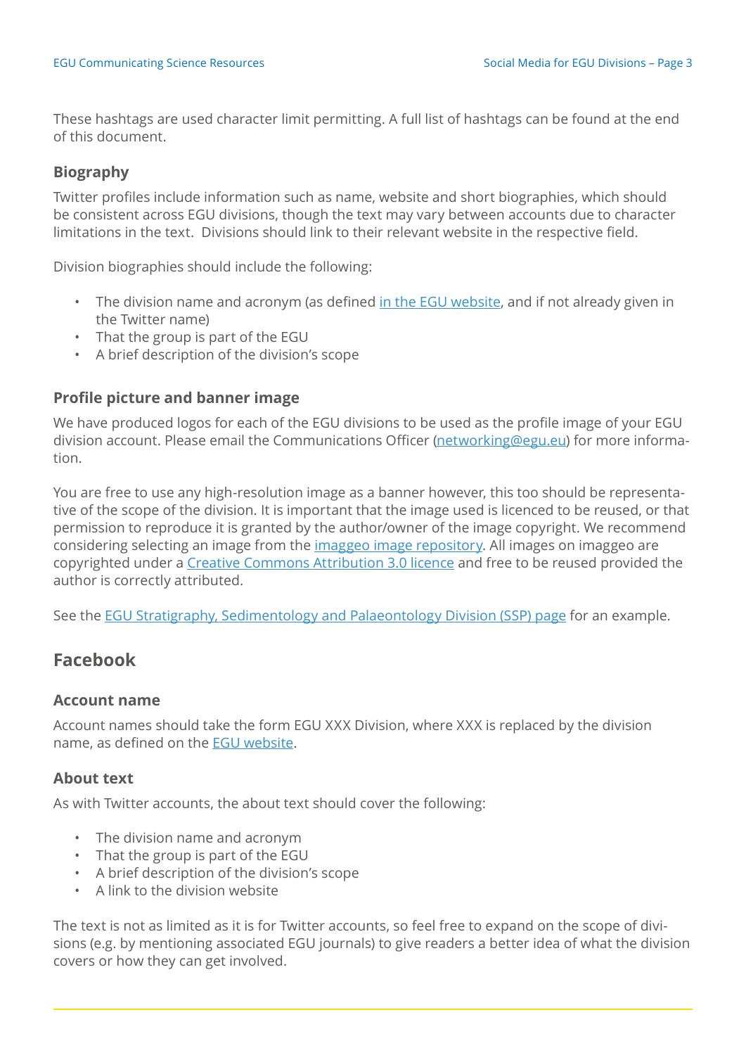These hashtags are used character limit permitting. A full list of hashtags can be found at the end of this document.

### Biography

Twitter profiles include information such as name, website and short biographies, which should be consistent across EGU divisions, though the text may vary between accounts due to character limitations in the text. Divisions should link to their relevant website in the respective field.

Division biographies should include the following:

- The division name and acronym (as defined in the EGU website, and if not already given in the Twitter name)
- That the group is part of the EGU
- A brief description of the division's scope

### Profile picture and banner image

We have produced logos for each of the EGU divisions to be used as the profile image of your EGU division account. Please email the Communications Officer (networking@egu.eu) for more information.

You are free to use any high-resolution image as a banner however, this too should be representative of the scope of the division. It is important that the image used is licenced to be reused, or that permission to reproduce it is granted by the author/owner of the image copyright. We recommend considering selecting an image from the imaggeo image repository. All images on imaggeo are copyrighted under a Creative Commons Attribution 3.0 licence and free to be reused provided the author is correctly attributed.

See the EGU Stratigraphy, Sedimentology and Palaeontology Division (SSP) page for an example.

## Facebook

### Account name

Account names should take the form EGU XXX Division, where XXX is replaced by the division name, as defined on the EGU website.

### About text

As with Twitter accounts, the about text should cover the following:

- The division name and acronym
- That the group is part of the EGU
- A brief description of the division's scope
- A link to the division website

The text is not as limited as it is for Twitter accounts, so feel free to expand on the scope of divisions (e.g. by mentioning associated EGU journals) to give readers a better idea of what the division covers or how they can get involved.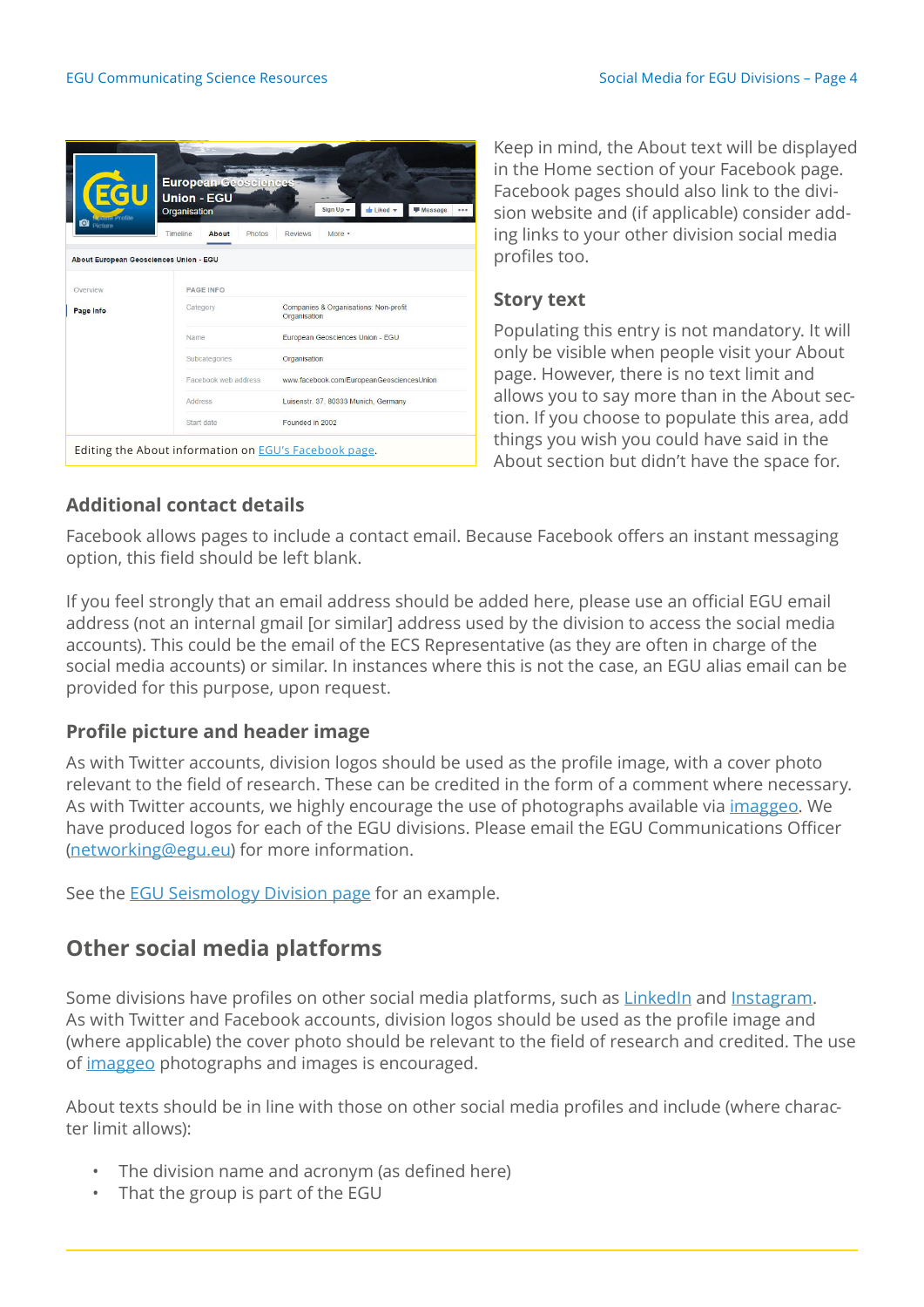Editing the About information on EGU's Facebook page.

Keep in mind, the About text will be displayed in the Home section of your Facebook page. Facebook pages should also link to the division website and (if applicable) consider adding links to your other division social media profiles too.

### Story text

Populating this entry is not mandatory. It will only be visible when people visit your About page. However, there is no text limit and allows you to say more than in the About section. If you choose to populate this area, add things you wish you could have said in the About section but didn't have the space for.

### Additional contact details

Facebook allows pages to include a contact email. Because Facebook offers an instant messaging option, this field should be left blank.

If you feel strongly that an email address should be added here, please use an official EGU email address (not an internal gmail [or similar] address used by the division to access the social media accounts). This could be the email of the ECS Representative (as they are often in charge of the social media accounts) or similar. In instances where this is not the case, an EGU alias email can be provided for this purpose, upon request.

### Profile picture and header image

As with Twitter accounts, division logos should be used as the profile image, with a cover photo relevant to the field of research. These can be credited in the form of a comment where necessary. As with Twitter accounts, we highly encourage the use of photographs available via imaggeo. We have produced logos for each of the EGU divisions. Please email the EGU Communications Officer (networking@egu.eu) for more information.

See the EGU Seismology Division page for an example.

## Other social media platforms

Some divisions have profiles on other social media platforms, such as LinkedIn and Instagram. As with Twitter and Facebook accounts, division logos should be used as the profile image and (where applicable) the cover photo should be relevant to the field of research and credited. The use of imaggeo photographs and images is encouraged.

About texts should be in line with those on other social media profiles and include (where character limit allows):

- The division name and acronym (as defined here)
- That the group is part of the EGU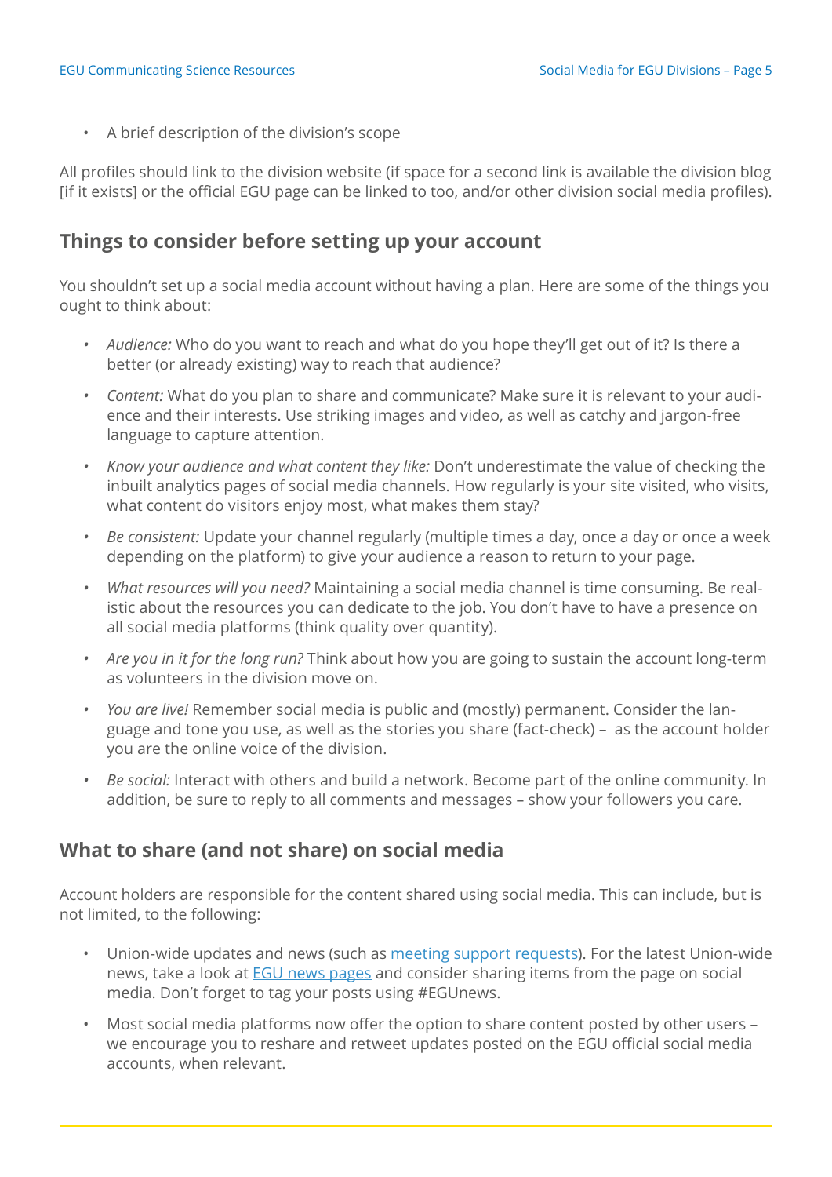- A brief description of the division's scope

All profiles should link to the division website (if space for a second link is available the division blog [if it exists] or the official EGU page can be linked to too, and/or other division social media profiles).

## Things to consider before setting up your account

You shouldn't set up a social media account without having a plan. Here are some of the things you ought to think about:

- *Audience:* Who do you want to reach and what do you hope they'll get out of it? Is there a better (or already existing) way to reach that audience?
- *Content:* What do you plan to share and communicate? Make sure it is relevant to your audience and their interests. Use striking images and video, as well as catchy and jargon-free language to capture attention.
- *Know your audience and what content they like:* Don't underestimate the value of checking the inbuilt analytics pages of social media channels. How regularly is your site visited, who visits, what content do visitors enjoy most, what makes them stay?
- *Be consistent:* Update your channel regularly (multiple times a day, once a day or once a week depending on the platform) to give your audience a reason to return to your page.
- *What resources will you need?* Maintaining a social media channel is time consuming. Be realistic about the resources you can dedicate to the job. You don't have to have a presence on all social media platforms (think quality over quantity).
- *Are you in it for the long run?* Think about how you are going to sustain the account long-term as volunteers in the division move on.
- *You are live!* Remember social media is public and (mostly) permanent. Consider the language and tone you use, as well as the stories you share (fact-check) – as the account holder you are the online voice of the division.
- *Be social:* Interact with others and build a network. Become part of the online community. In addition, be sure to reply to all comments and messages – show your followers you care.

## What to share (and not share) on social media

Account holders are responsible for the content shared using social media. This can include, but is not limited, to the following:

- Union-wide updates and news (such as meeting support requests). For the latest Union-wide news, take a look at EGU news pages and consider sharing items from the page on social media. Don't forget to tag your posts using #EGUnews.
- Most social media platforms now offer the option to share content posted by other users – we encourage you to reshare and retweet updates posted on the EGU official social media accounts, when relevant.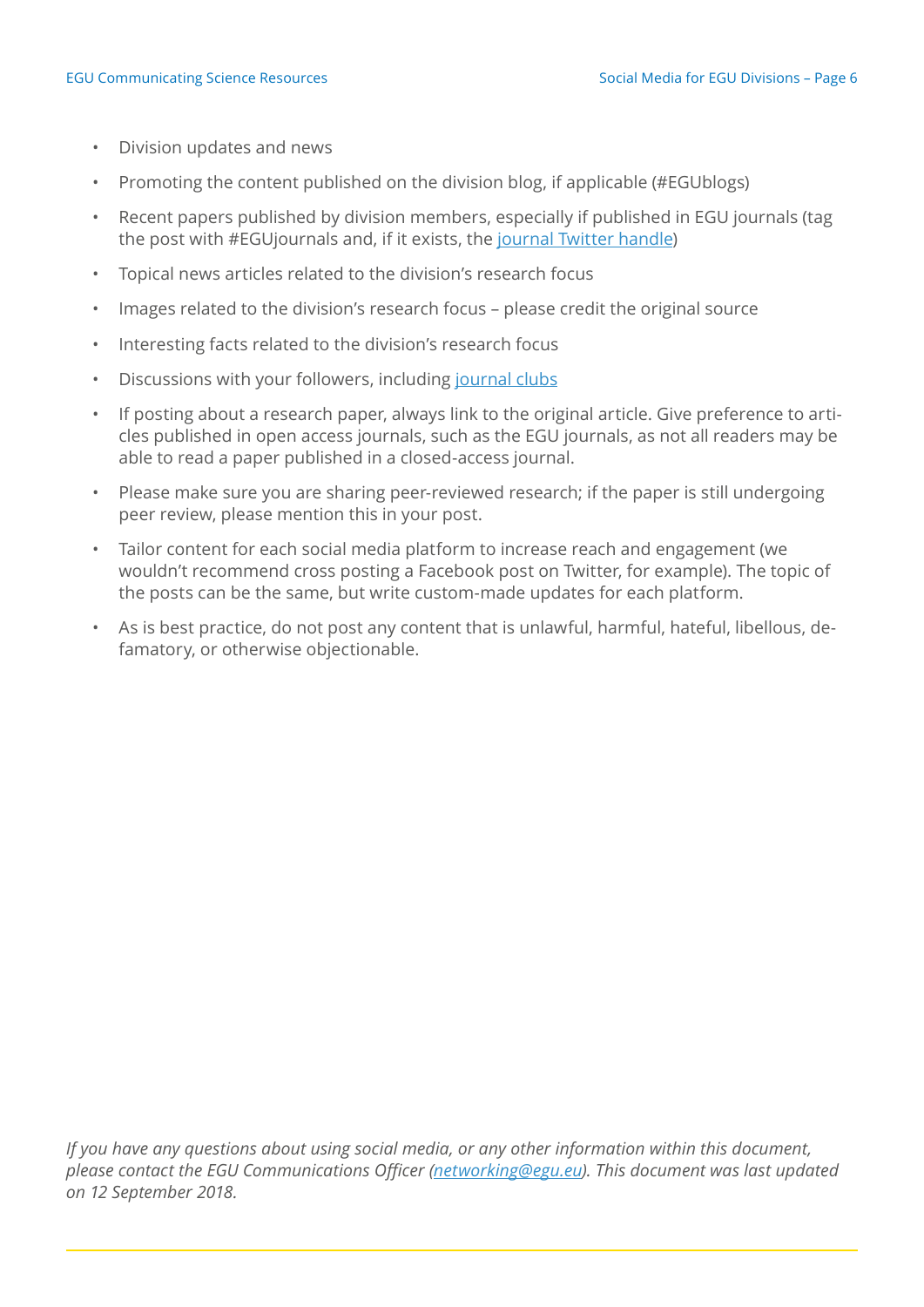- Division updates and news
- Promoting the content published on the division blog, if applicable (#EGUblogs)
- Recent papers published by division members, especially if published in EGU journals (tag the post with #EGUjournals and, if it exists, the [journal Twitter handle](#))
- Topical news articles related to the division's research focus
- Images related to the division's research focus – please credit the original source
- Interesting facts related to the division's research focus
- Discussions with your followers, including [journal clubs](#)
- If posting about a research paper, always link to the original article. Give preference to articles published in open access journals, such as the EGU journals, as not all readers may be able to read a paper published in a closed-access journal.
- Please make sure you are sharing peer-reviewed research; if the paper is still undergoing peer review, please mention this in your post.
- Tailor content for each social media platform to increase reach and engagement (we wouldn't recommend cross posting a Facebook post on Twitter, for example). The topic of the posts can be the same, but write custom-made updates for each platform.
- As is best practice, do not post any content that is unlawful, harmful, hateful, libellous, defamatory, or otherwise objectionable.

*If you have any questions about using social media, or any other information within this document, please contact the EGU Communications Officer ([networking@egu.eu](mailto:networking@egu.eu)). This document was last updated on 12 September 2018.*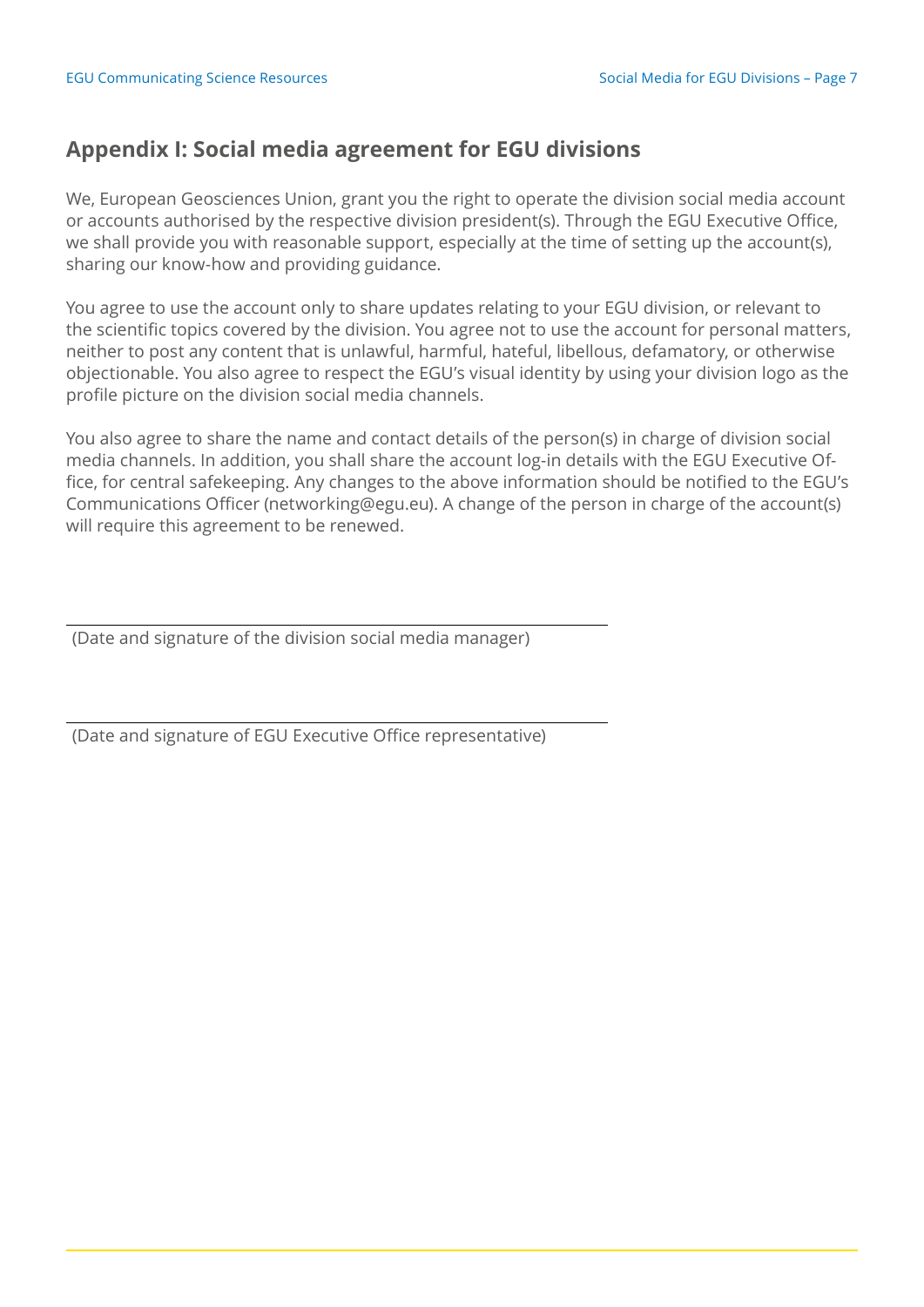## Appendix I: Social media agreement for EGU divisions

We, European Geosciences Union, grant you the right to operate the division social media account or accounts authorised by the respective division president(s). Through the EGU Executive Office, we shall provide you with reasonable support, especially at the time of setting up the account(s), sharing our know-how and providing guidance.

You agree to use the account only to share updates relating to your EGU division, or relevant to the scientific topics covered by the division. You agree not to use the account for personal matters, neither to post any content that is unlawful, harmful, hateful, libellous, defamatory, or otherwise objectionable. You also agree to respect the EGU's visual identity by using your division logo as the profile picture on the division social media channels.

You also agree to share the name and contact details of the person(s) in charge of division social media channels. In addition, you shall share the account log-in details with the EGU Executive Office, for central safekeeping. Any changes to the above information should be notified to the EGU's Communications Officer (networking@egu.eu). A change of the person in charge of the account(s) will require this agreement to be renewed.

\_\_\_\_\_\_\_\_\_\_\_\_\_\_\_\_\_\_\_\_\_\_\_\_\_\_\_\_\_\_\_\_\_\_\_\_\_\_\_\_\_\_\_\_\_\_\_\_

(Date and signature of the division social media manager)

\_\_\_\_\_\_\_\_\_\_\_\_\_\_\_\_\_\_\_\_\_\_\_\_\_\_\_\_\_\_\_\_\_\_\_\_\_\_\_\_\_\_\_\_\_\_\_\_

(Date and signature of EGU Executive Office representative)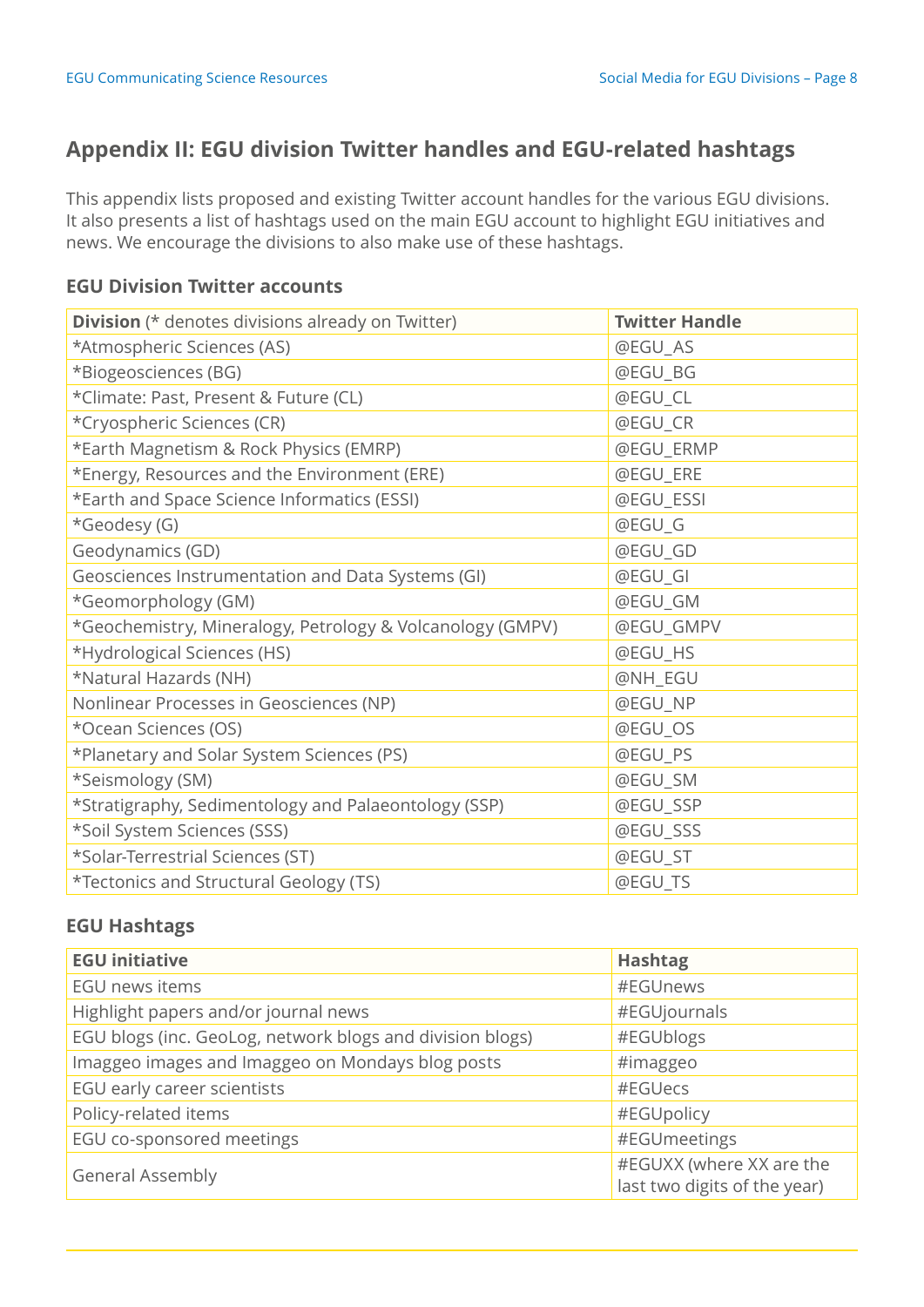## Appendix II: EGU division Twitter handles and EGU-related hashtags

This appendix lists proposed and existing Twitter account handles for the various EGU divisions. It also presents a list of hashtags used on the main EGU account to highlight EGU initiatives and news. We encourage the divisions to also make use of these hashtags.

### EGU Division Twitter accounts

| **Division** (* denotes divisions already on Twitter) | **Twitter Handle** |
|---|---|
| *Atmospheric Sciences (AS) | @EGU_AS |
| *Biogeosciences (BG) | @EGU_BG |
| *Climate: Past, Present & Future (CL) | @EGU_CL |
| *Cryospheric Sciences (CR) | @EGU_CR |
| *Earth Magnetism & Rock Physics (EMRP) | @EGU_ERMP |
| *Energy, Resources and the Environment (ERE) | @EGU_ERE |
| *Earth and Space Science Informatics (ESSI) | @EGU_ESSI |
| *Geodesy (G) | @EGU_G |
| Geodynamics (GD) | @EGU_GD |
| Geosciences Instrumentation and Data Systems (GI) | @EGU_GI |
| *Geomorphology (GM) | @EGU_GM |
| *Geochemistry, Mineralogy, Petrology & Volcanology (GMPV) | @EGU_GMPV |
| *Hydrological Sciences (HS) | @EGU_HS |
| *Natural Hazards (NH) | @NH_EGU |
| Nonlinear Processes in Geosciences (NP) | @EGU_NP |
| *Ocean Sciences (OS) | @EGU_OS |
| *Planetary and Solar System Sciences (PS) | @EGU_PS |
| *Seismology (SM) | @EGU_SM |
| *Stratigraphy, Sedimentology and Palaeontology (SSP) | @EGU_SSP |
| *Soil System Sciences (SSS) | @EGU_SSS |
| *Solar-Terrestrial Sciences (ST) | @EGU_ST |
| *Tectonics and Structural Geology (TS) | @EGU_TS |

### EGU Hashtags

| **EGU initiative** | **Hashtag** |
|---|---|
| EGU news items | #EGUnews |
| Highlight papers and/or journal news | #EGUjournals |
| EGU blogs (inc. GeoLog, network blogs and division blogs) | #EGUblogs |
| Imaggeo images and Imaggeo on Mondays blog posts | #imaggeo |
| EGU early career scientists | #EGUecs |
| Policy-related items | #EGUpolicy |
| EGU co-sponsored meetings | #EGUmeetings |
| General Assembly | #EGUXX (where XX are the last two digits of the year) |